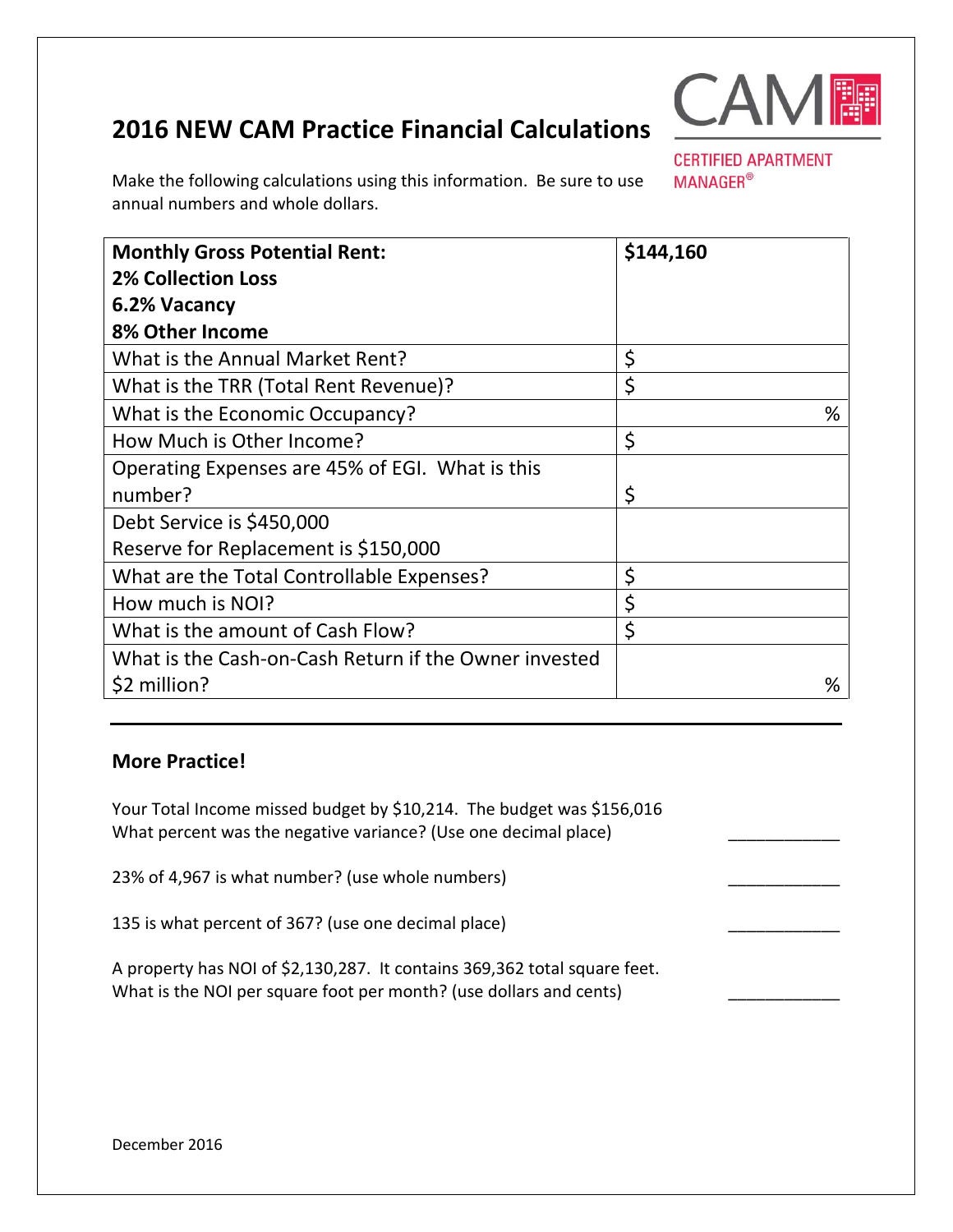# 2016 NEW CAM Practice Financial Calculations

CAM CERTIFIED APARTMENT MANAGER®

Make the following calculations using this information. Be sure to use annual numbers and whole dollars.

| **Monthly Gross Potential Rent:**<br>**2% Collection Loss**<br>**6.2% Vacancy**<br>**8% Other Income** | **$144,160** |
|---|---|
| What is the Annual Market Rent? | $ |
| What is the TRR (Total Rent Revenue)? | $ |
| What is the Economic Occupancy? | % |
| How Much is Other Income? | $ |
| Operating Expenses are 45% of EGI. What is this number? | $ |
| Debt Service is $450,000<br>Reserve for Replacement is $150,000 | |
| What are the Total Controllable Expenses? | $ |
| How much is NOI? | $ |
| What is the amount of Cash Flow? | $ |
| What is the Cash-on-Cash Return if the Owner invested $2 million? | % |

---

### More Practice!

Your Total Income missed budget by $10,214. The budget was $156,016
What percent was the negative variance? (Use one decimal place) ____________

23% of 4,967 is what number? (use whole numbers) ____________

135 is what percent of 367? (use one decimal place) ____________

A property has NOI of $2,130,287. It contains 369,362 total square feet.
What is the NOI per square foot per month? (use dollars and cents) ____________

December 2016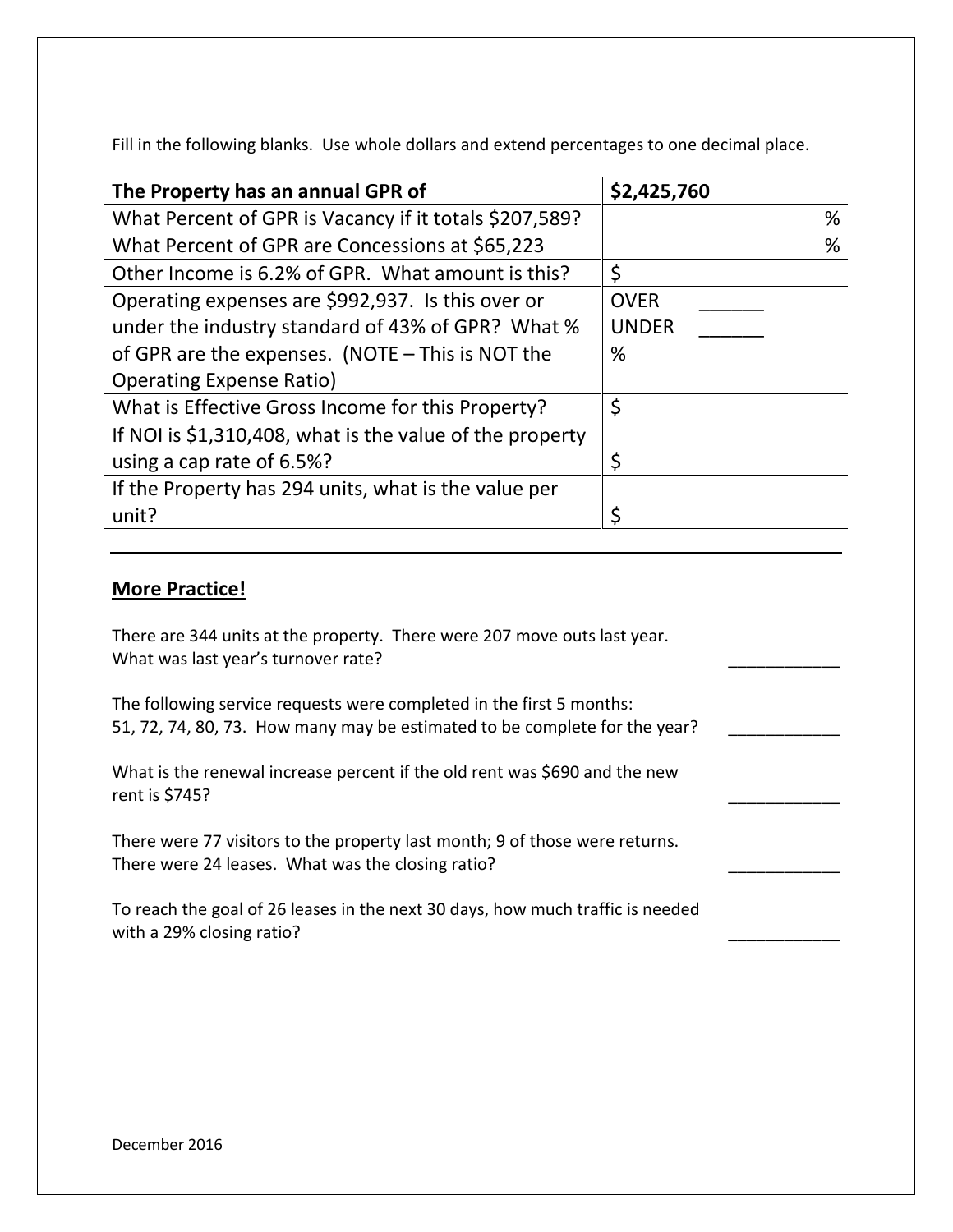Fill in the following blanks. Use whole dollars and extend percentages to one decimal place.

| **The Property has an annual GPR of** | **$2,425,760** |
|---|---|
| What Percent of GPR is Vacancy if it totals $207,589? | % |
| What Percent of GPR are Concessions at $65,223 | % |
| Other Income is 6.2% of GPR. What amount is this? | $ |
| Operating expenses are $992,937. Is this over or under the industry standard of 43% of GPR? What % of GPR are the expenses. (NOTE – This is NOT the Operating Expense Ratio) | OVER ______ <br> UNDER ______ <br> % |
| What is Effective Gross Income for this Property? | $ |
| If NOI is $1,310,408, what is the value of the property using a cap rate of 6.5%? | $ |
| If the Property has 294 units, what is the value per unit? | $ |

---

## **More Practice!**

There are 344 units at the property. There were 207 move outs last year. What was last year's turnover rate? ____________

The following service requests were completed in the first 5 months: 51, 72, 74, 80, 73. How many may be estimated to be complete for the year? ____________

What is the renewal increase percent if the old rent was $690 and the new rent is $745? ____________

There were 77 visitors to the property last month; 9 of those were returns. There were 24 leases. What was the closing ratio? ____________

To reach the goal of 26 leases in the next 30 days, how much traffic is needed with a 29% closing ratio? ____________

December 2016